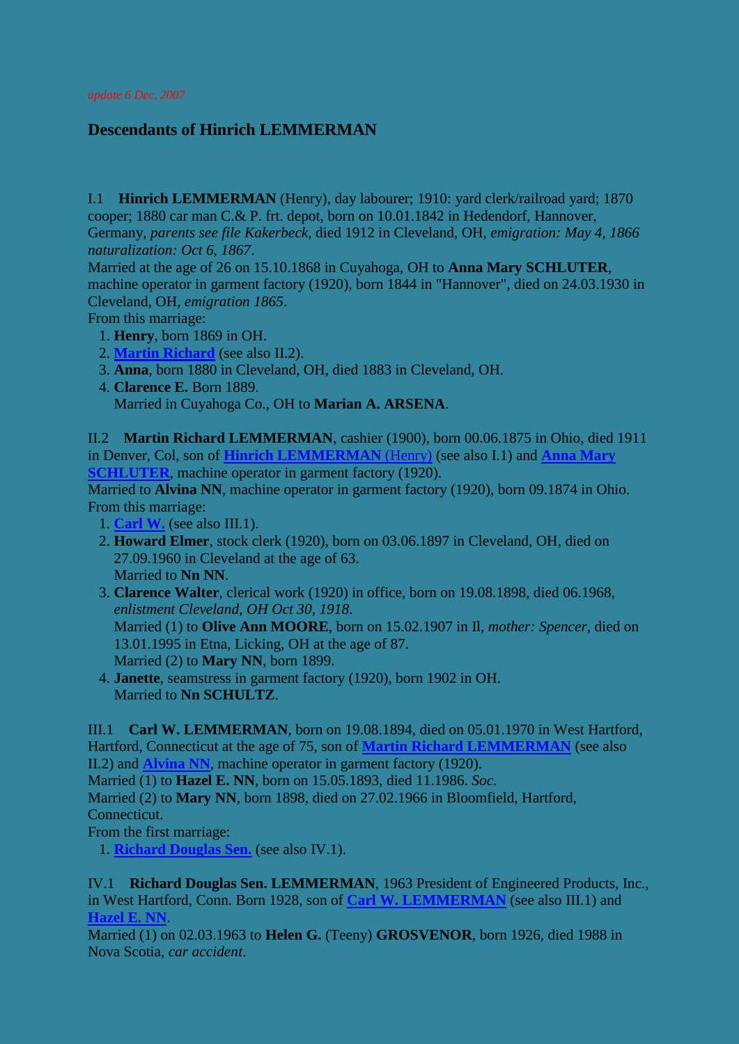*update 6 Dec, 2007*

## Descendants of Hinrich LEMMERMAN

I.1 **Hinrich LEMMERMAN** (Henry), day labourer; 1910: yard clerk/railroad yard; 1870 cooper; 1880 car man C.& P. frt. depot, born on 10.01.1842 in Hedendorf, Hannover, Germany, *parents see file Kakerbeck*, died 1912 in Cleveland, OH, *emigration: May 4, 1866 naturalization: Oct 6, 1867*.
Married at the age of 26 on 15.10.1868 in Cuyahoga, OH to **Anna Mary SCHLUTER**, machine operator in garment factory (1920), born 1844 in "Hannover", died on 24.03.1930 in Cleveland, OH, *emigration 1865*.
From this marriage:

1. **Henry**, born 1869 in OH.
2. **Martin Richard** (see also II.2).
3. **Anna**, born 1880 in Cleveland, OH, died 1883 in Cleveland, OH.
4. **Clarence E.** Born 1889.
   Married in Cuyahoga Co., OH to **Marian A. ARSENA**.

II.2 **Martin Richard LEMMERMAN**, cashier (1900), born 00.06.1875 in Ohio, died 1911 in Denver, Col, son of **Hinrich LEMMERMAN** (Henry) (see also I.1) and **Anna Mary SCHLUTER**, machine operator in garment factory (1920).
Married to **Alvina NN**, machine operator in garment factory (1920), born 09.1874 in Ohio.
From this marriage:

1. **Carl W.** (see also III.1).
2. **Howard Elmer**, stock clerk (1920), born on 03.06.1897 in Cleveland, OH, died on 27.09.1960 in Cleveland at the age of 63.
   Married to **Nn NN**.
3. **Clarence Walter**, clerical work (1920) in office, born on 19.08.1898, died 06.1968, *enlistment Cleveland, OH Oct 30, 1918*.
   Married (1) to **Olive Ann MOORE**, born on 15.02.1907 in Il, *mother: Spencer*, died on 13.01.1995 in Etna, Licking, OH at the age of 87.
   Married (2) to **Mary NN**, born 1899.
4. **Janette**, seamstress in garment factory (1920), born 1902 in OH.
   Married to **Nn SCHULTZ**.

III.1 **Carl W. LEMMERMAN**, born on 19.08.1894, died on 05.01.1970 in West Hartford, Hartford, Connecticut at the age of 75, son of **Martin Richard LEMMERMAN** (see also II.2) and **Alvina NN**, machine operator in garment factory (1920).
Married (1) to **Hazel E. NN**, born on 15.05.1893, died 11.1986. *Soc.*
Married (2) to **Mary NN**, born 1898, died on 27.02.1966 in Bloomfield, Hartford, Connecticut.
From the first marriage:

1. **Richard Douglas Sen.** (see also IV.1).

IV.1 **Richard Douglas Sen. LEMMERMAN**, 1963 President of Engineered Products, Inc., in West Hartford, Conn. Born 1928, son of **Carl W. LEMMERMAN** (see also III.1) and **Hazel E. NN**.
Married (1) on 02.03.1963 to **Helen G.** (Teeny) **GROSVENOR**, born 1926, died 1988 in Nova Scotia, *car accident*.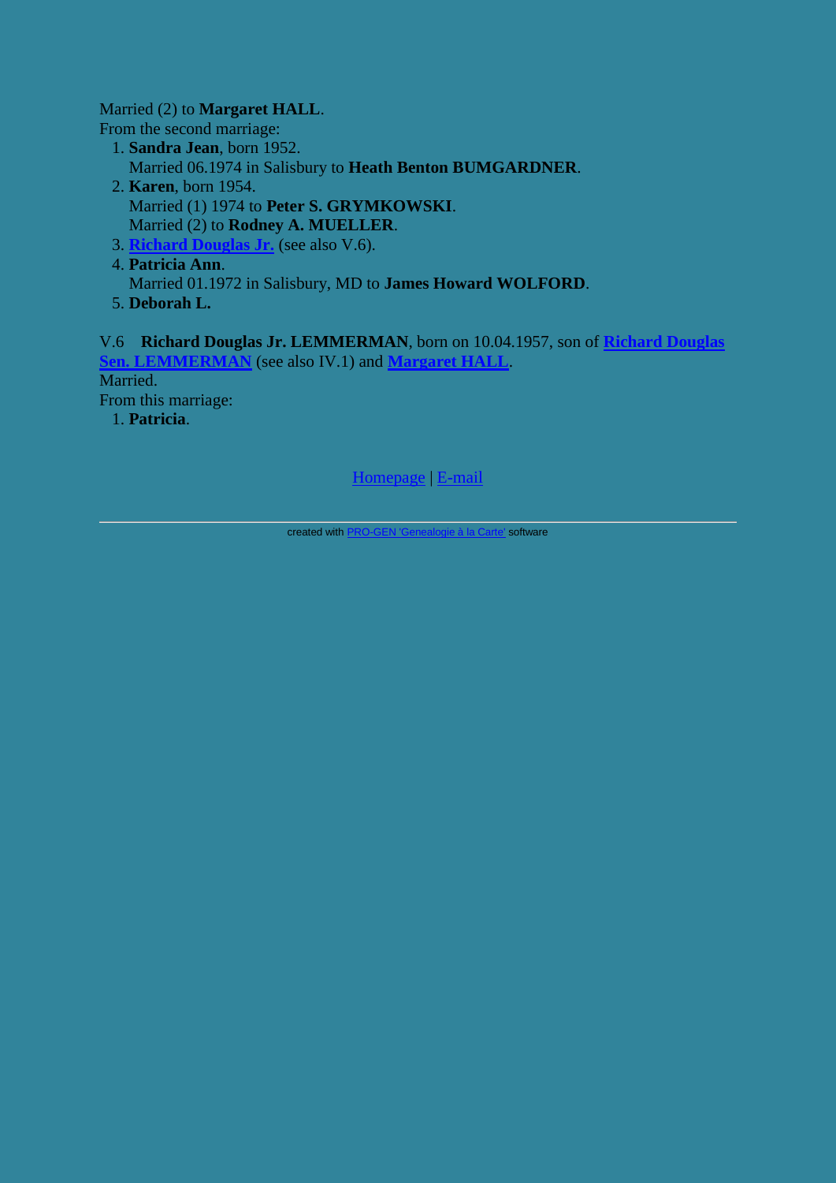Married (2) to **Margaret HALL**.
From the second marriage:

1. **Sandra Jean**, born 1952.
   Married 06.1974 in Salisbury to **Heath Benton BUMGARDNER**.
2. **Karen**, born 1954.
   Married (1) 1974 to **Peter S. GRYMKOWSKI**.
   Married (2) to **Rodney A. MUELLER**.
3. **Richard Douglas Jr.** (see also V.6).
4. **Patricia Ann**.
   Married 01.1972 in Salisbury, MD to **James Howard WOLFORD**.
5. **Deborah L.**

V.6 **Richard Douglas Jr. LEMMERMAN**, born on 10.04.1957, son of **Richard Douglas Sen. LEMMERMAN** (see also IV.1) and **Margaret HALL**.
Married.
From this marriage:

1. **Patricia**.

Homepage | E-mail

---

created with PRO-GEN 'Genealogie à la Carte' software